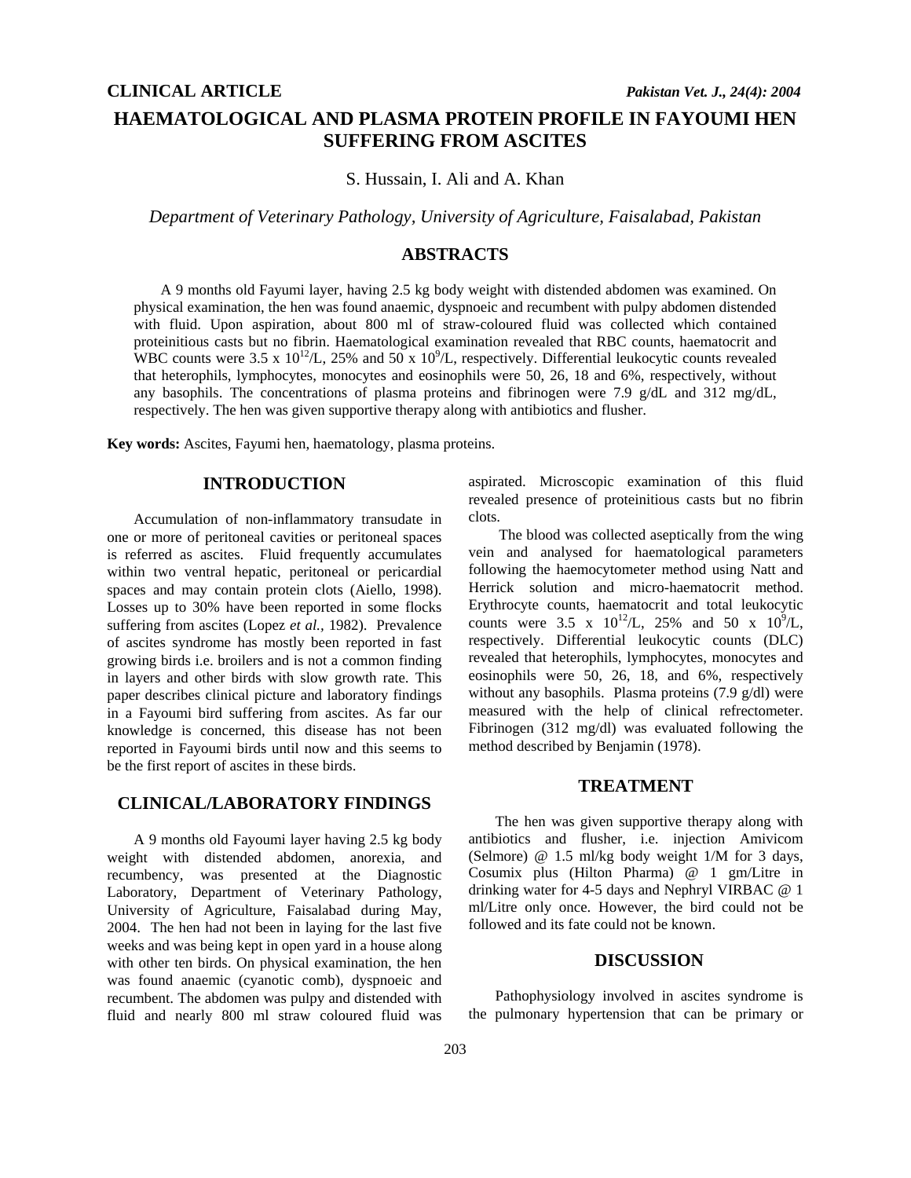**CLINICAL ARTICLE**

# HAEMATOLOGICAL AND PLASMA PROTEIN PROFILE IN FAYOUMI HEN SUFFERING FROM ASCITES

S. Hussain, I. Ali and A. Khan

*Department of Veterinary Pathology, University of Agriculture, Faisalabad, Pakistan*

## ABSTRACTS

A 9 months old Fayumi layer, having 2.5 kg body weight with distended abdomen was examined. On physical examination, the hen was found anaemic, dyspnoeic and recumbent with pulpy abdomen distended with fluid. Upon aspiration, about 800 ml of straw-coloured fluid was collected which contained proteinitious casts but no fibrin. Haematological examination revealed that RBC counts, haematocrit and WBC counts were 3.5 x $10^{12}$/L, 25% and 50 x $10^{9}$/L, respectively. Differential leukocytic counts revealed that heterophils, lymphocytes, monocytes and eosinophils were 50, 26, 18 and 6%, respectively, without any basophils. The concentrations of plasma proteins and fibrinogen were 7.9 g/dL and 312 mg/dL, respectively. The hen was given supportive therapy along with antibiotics and flusher.

**Key words:** Ascites, Fayumi hen, haematology, plasma proteins.

## INTRODUCTION

Accumulation of non-inflammatory transudate in one or more of peritoneal cavities or peritoneal spaces is referred as ascites. Fluid frequently accumulates within two ventral hepatic, peritoneal or pericardial spaces and may contain protein clots (Aiello, 1998). Losses up to 30% have been reported in some flocks suffering from ascites (Lopez *et al.,* 1982). Prevalence of ascites syndrome has mostly been reported in fast growing birds i.e. broilers and is not a common finding in layers and other birds with slow growth rate. This paper describes clinical picture and laboratory findings in a Fayoumi bird suffering from ascites. As far our knowledge is concerned, this disease has not been reported in Fayoumi birds until now and this seems to be the first report of ascites in these birds.

## CLINICAL/LABORATORY FINDINGS

A 9 months old Fayoumi layer having 2.5 kg body weight with distended abdomen, anorexia, and recumbency, was presented at the Diagnostic Laboratory, Department of Veterinary Pathology, University of Agriculture, Faisalabad during May, 2004. The hen had not been in laying for the last five weeks and was being kept in open yard in a house along with other ten birds. On physical examination, the hen was found anaemic (cyanotic comb), dyspnoeic and recumbent. The abdomen was pulpy and distended with fluid and nearly 800 ml straw coloured fluid was aspirated. Microscopic examination of this fluid revealed presence of proteinitious casts but no fibrin clots.

The blood was collected aseptically from the wing vein and analysed for haematological parameters following the haemocytometer method using Natt and Herrick solution and micro-haematocrit method. Erythrocyte counts, haematocrit and total leukocytic counts were 3.5 x $10^{12}$/L, 25% and 50 x $10^{9}$/L, respectively. Differential leukocytic counts (DLC) revealed that heterophils, lymphocytes, monocytes and eosinophils were 50, 26, 18, and 6%, respectively without any basophils. Plasma proteins (7.9 g/dl) were measured with the help of clinical refrectometer. Fibrinogen (312 mg/dl) was evaluated following the method described by Benjamin (1978).

## TREATMENT

The hen was given supportive therapy along with antibiotics and flusher, i.e. injection Amivicom (Selmore) @ 1.5 ml/kg body weight 1/M for 3 days, Cosumix plus (Hilton Pharma) @ 1 gm/Litre in drinking water for 4-5 days and Nephryl VIRBAC @ 1 ml/Litre only once. However, the bird could not be followed and its fate could not be known.

## DISCUSSION

Pathophysiology involved in ascites syndrome is the pulmonary hypertension that can be primary or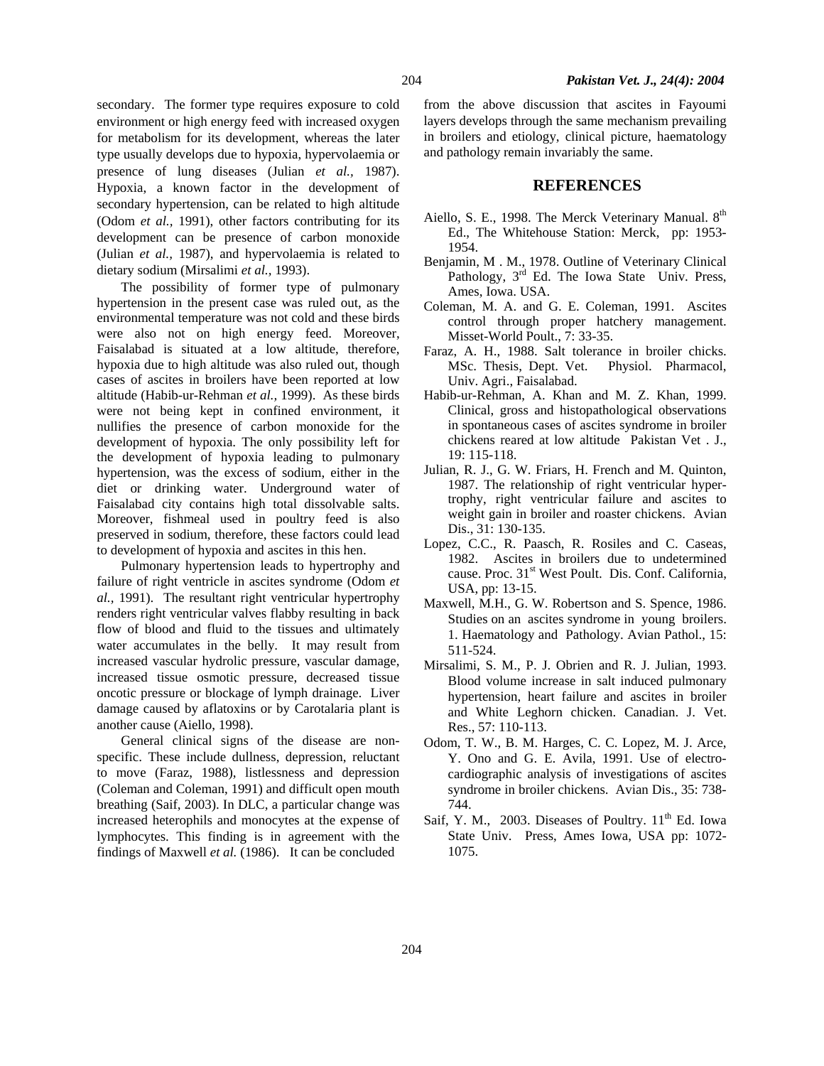secondary. The former type requires exposure to cold environment or high energy feed with increased oxygen for metabolism for its development, whereas the later type usually develops due to hypoxia, hypervolaemia or presence of lung diseases (Julian *et al.,* 1987). Hypoxia, a known factor in the development of secondary hypertension, can be related to high altitude (Odom *et al.,* 1991), other factors contributing for its development can be presence of carbon monoxide (Julian *et al.,* 1987), and hypervolaemia is related to dietary sodium (Mirsalimi *et al.,* 1993).

The possibility of former type of pulmonary hypertension in the present case was ruled out, as the environmental temperature was not cold and these birds were also not on high energy feed. Moreover, Faisalabad is situated at a low altitude, therefore, hypoxia due to high altitude was also ruled out, though cases of ascites in broilers have been reported at low altitude (Habib-ur-Rehman *et al.,* 1999). As these birds were not being kept in confined environment, it nullifies the presence of carbon monoxide for the development of hypoxia. The only possibility left for the development of hypoxia leading to pulmonary hypertension, was the excess of sodium, either in the diet or drinking water. Underground water of Faisalabad city contains high total dissolvable salts. Moreover, fishmeal used in poultry feed is also preserved in sodium, therefore, these factors could lead to development of hypoxia and ascites in this hen.

Pulmonary hypertension leads to hypertrophy and failure of right ventricle in ascites syndrome (Odom *et al.,* 1991). The resultant right ventricular hypertrophy renders right ventricular valves flabby resulting in back flow of blood and fluid to the tissues and ultimately water accumulates in the belly. It may result from increased vascular hydrolic pressure, vascular damage, increased tissue osmotic pressure, decreased tissue oncotic pressure or blockage of lymph drainage. Liver damage caused by aflatoxins or by Carotalaria plant is another cause (Aiello, 1998).

General clinical signs of the disease are non-specific. These include dullness, depression, reluctant to move (Faraz, 1988), listlessness and depression (Coleman and Coleman, 1991) and difficult open mouth breathing (Saif, 2003). In DLC, a particular change was increased heterophils and monocytes at the expense of lymphocytes. This finding is in agreement with the findings of Maxwell *et al.* (1986). It can be concluded from the above discussion that ascites in Fayoumi layers develops through the same mechanism prevailing in broilers and etiology, clinical picture, haematology and pathology remain invariably the same.

## REFERENCES

Aiello, S. E., 1998. The Merck Veterinary Manual. 8th Ed., The Whitehouse Station: Merck, pp: 1953-1954.

Benjamin, M . M., 1978. Outline of Veterinary Clinical Pathology, 3rd Ed. The Iowa State Univ. Press, Ames, Iowa. USA.

Coleman, M. A. and G. E. Coleman, 1991. Ascites control through proper hatchery management. Misset-World Poult., 7: 33-35.

Faraz, A. H., 1988. Salt tolerance in broiler chicks. MSc. Thesis, Dept. Vet. Physiol. Pharmacol, Univ. Agri., Faisalabad.

Habib-ur-Rehman, A. Khan and M. Z. Khan, 1999. Clinical, gross and histopathological observations in spontaneous cases of ascites syndrome in broiler chickens reared at low altitude Pakistan Vet . J., 19: 115-118.

Julian, R. J., G. W. Friars, H. French and M. Quinton, 1987. The relationship of right ventricular hypertrophy, right ventricular failure and ascites to weight gain in broiler and roaster chickens. Avian Dis., 31: 130-135.

Lopez, C.C., R. Paasch, R. Rosiles and C. Caseas, 1982. Ascites in broilers due to undetermined cause. Proc. 31st West Poult. Dis. Conf. California, USA, pp: 13-15.

Maxwell, M.H., G. W. Robertson and S. Spence, 1986. Studies on an ascites syndrome in young broilers. 1. Haematology and Pathology. Avian Pathol., 15: 511-524.

Mirsalimi, S. M., P. J. Obrien and R. J. Julian, 1993. Blood volume increase in salt induced pulmonary hypertension, heart failure and ascites in broiler and White Leghorn chicken. Canadian. J. Vet. Res., 57: 110-113.

Odom, T. W., B. M. Harges, C. C. Lopez, M. J. Arce, Y. Ono and G. E. Avila, 1991. Use of electrocardiographic analysis of investigations of ascites syndrome in broiler chickens. Avian Dis., 35: 738-744.

Saif, Y. M., 2003. Diseases of Poultry. 11th Ed. Iowa State Univ. Press, Ames Iowa, USA pp: 1072-1075.